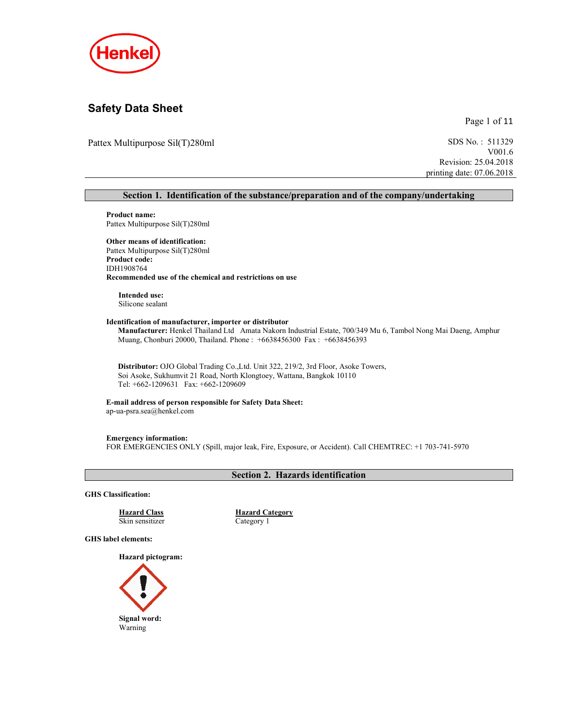# Safety Data Sheet

Pattex Multipurpose Sil(T)280ml

SDS No. : 511329
V001.6
Revision: 25.04.2018
printing date: 07.06.2018

## Section 1. Identification of the substance/preparation and of the company/undertaking

**Product name:**
Pattex Multipurpose Sil(T)280ml

**Other means of identification:**
Pattex Multipurpose Sil(T)280ml
**Product code:**
IDH1908764
**Recommended use of the chemical and restrictions on use**

**Intended use:**
Silicone sealant

**Identification of manufacturer, importer or distributor**
**Manufacturer:** Henkel Thailand Ltd Amata Nakorn Industrial Estate, 700/349 Mu 6, Tambol Nong Mai Daeng, Amphur Muang, Chonburi 20000, Thailand. Phone : +6638456300 Fax : +6638456393

**Distributor:** OJO Global Trading Co.,Ltd. Unit 322, 219/2, 3rd Floor, Asoke Towers, Soi Asoke, Sukhumvit 21 Road, North Klongtoey, Wattana, Bangkok 10110
Tel: +662-1209631 Fax: +662-1209609

**E-mail address of person responsible for Safety Data Sheet:**
ap-ua-psra.sea@henkel.com

**Emergency information:**
FOR EMERGENCIES ONLY (Spill, major leak, Fire, Exposure, or Accident). Call CHEMTREC: +1 703-741-5970

## Section 2. Hazards identification

**GHS Classification:**

| Hazard Class | Hazard Category |
|---|---|
| Skin sensitizer | Category 1 |

**GHS label elements:**

**Hazard pictogram:**

**Signal word:**
Warning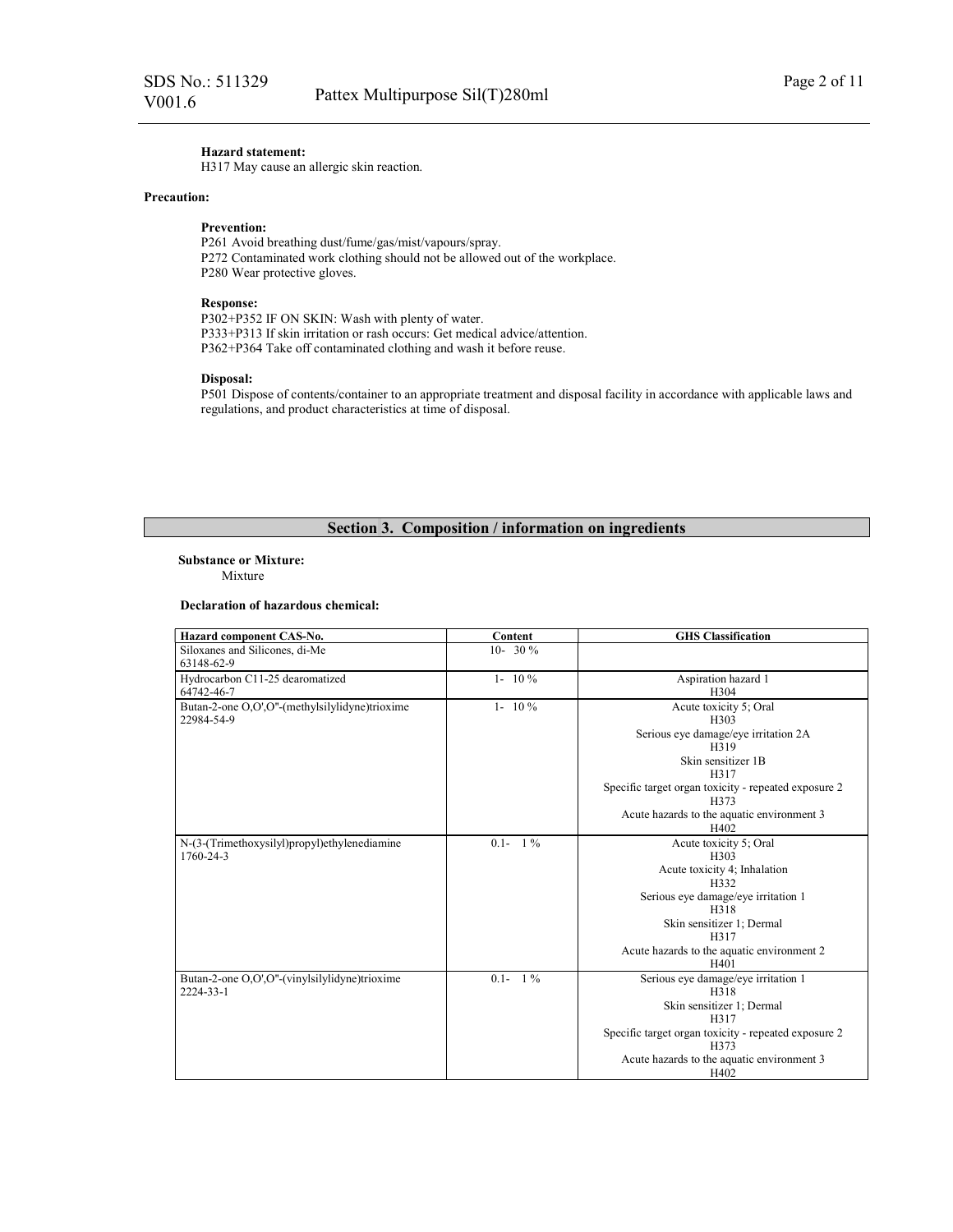**Hazard statement:**
H317 May cause an allergic skin reaction.

**Precaution:**

**Prevention:**
P261 Avoid breathing dust/fume/gas/mist/vapours/spray.
P272 Contaminated work clothing should not be allowed out of the workplace.
P280 Wear protective gloves.

**Response:**
P302+P352 IF ON SKIN: Wash with plenty of water.
P333+P313 If skin irritation or rash occurs: Get medical advice/attention.
P362+P364 Take off contaminated clothing and wash it before reuse.

**Disposal:**
P501 Dispose of contents/container to an appropriate treatment and disposal facility in accordance with applicable laws and regulations, and product characteristics at time of disposal.

## Section 3. Composition / information on ingredients

**Substance or Mixture:**
Mixture

**Declaration of hazardous chemical:**

| Hazard component CAS-No. | Content | GHS Classification |
|---|---|---|
| Siloxanes and Silicones, di-Me<br>63148-62-9 | 10- 30 % | |
| Hydrocarbon C11-25 dearomatized<br>64742-46-7 | 1- 10 % | Aspiration hazard 1<br>H304 |
| Butan-2-one O,O',O''-(methylsilylidyne)trioxime<br>22984-54-9 | 1- 10 % | Acute toxicity 5; Oral<br>H303<br>Serious eye damage/eye irritation 2A<br>H319<br>Skin sensitizer 1B<br>H317<br>Specific target organ toxicity - repeated exposure 2<br>H373<br>Acute hazards to the aquatic environment 3<br>H402 |
| N-(3-(Trimethoxysilyl)propyl)ethylenediamine<br>1760-24-3 | 0.1- 1 % | Acute toxicity 5; Oral<br>H303<br>Acute toxicity 4; Inhalation<br>H332<br>Serious eye damage/eye irritation 1<br>H318<br>Skin sensitizer 1; Dermal<br>H317<br>Acute hazards to the aquatic environment 2<br>H401 |
| Butan-2-one O,O',O''-(vinylsilylidyne)trioxime<br>2224-33-1 | 0.1- 1 % | Serious eye damage/eye irritation 1<br>H318<br>Skin sensitizer 1; Dermal<br>H317<br>Specific target organ toxicity - repeated exposure 2<br>H373<br>Acute hazards to the aquatic environment 3<br>H402 |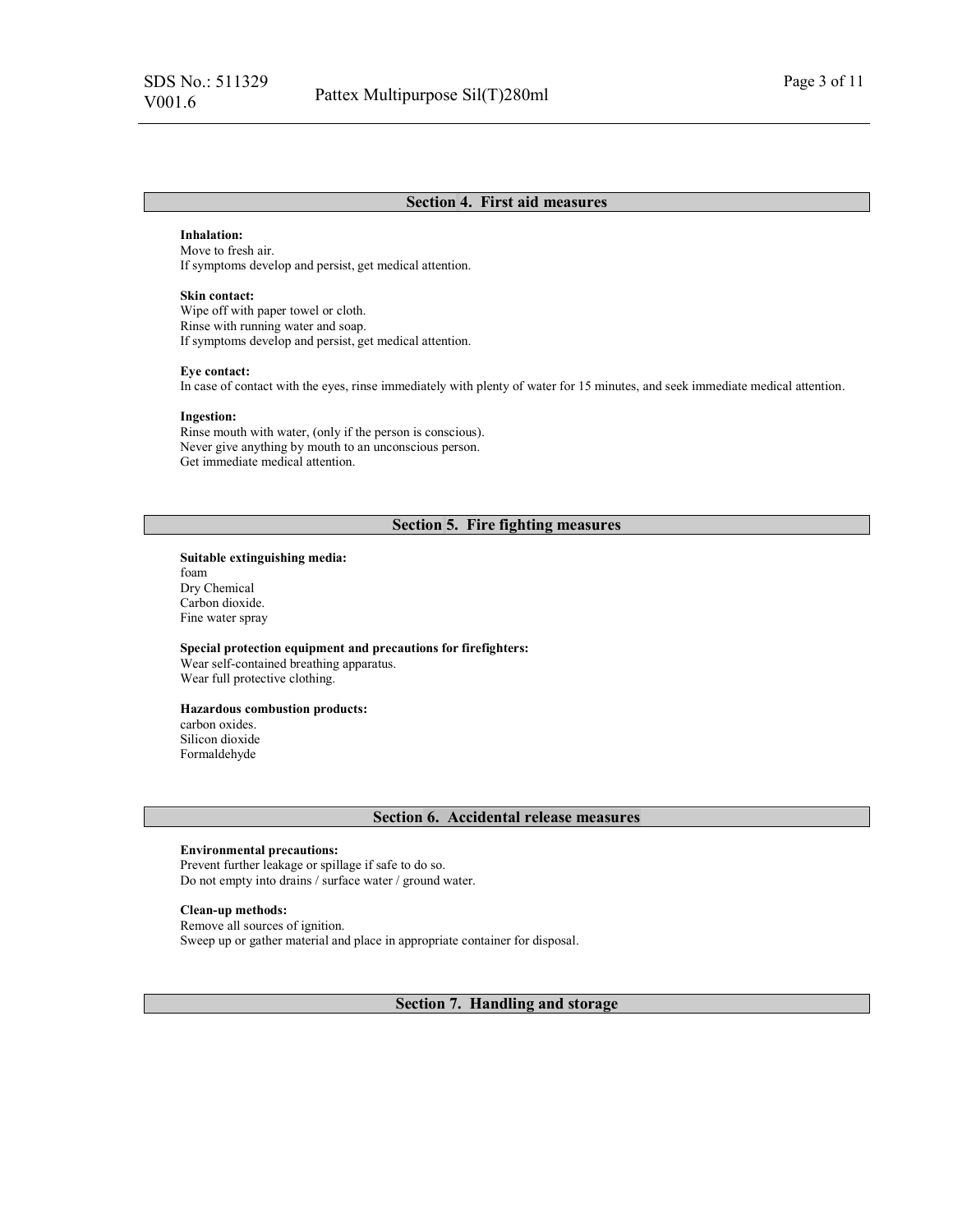## Section 4. First aid measures

**Inhalation:**
Move to fresh air.
If symptoms develop and persist, get medical attention.

**Skin contact:**
Wipe off with paper towel or cloth.
Rinse with running water and soap.
If symptoms develop and persist, get medical attention.

**Eye contact:**
In case of contact with the eyes, rinse immediately with plenty of water for 15 minutes, and seek immediate medical attention.

**Ingestion:**
Rinse mouth with water, (only if the person is conscious).
Never give anything by mouth to an unconscious person.
Get immediate medical attention.

## Section 5. Fire fighting measures

**Suitable extinguishing media:**
foam
Dry Chemical
Carbon dioxide.
Fine water spray

**Special protection equipment and precautions for firefighters:**
Wear self-contained breathing apparatus.
Wear full protective clothing.

**Hazardous combustion products:**
carbon oxides.
Silicon dioxide
Formaldehyde

## Section 6. Accidental release measures

**Environmental precautions:**
Prevent further leakage or spillage if safe to do so.
Do not empty into drains / surface water / ground water.

**Clean-up methods:**
Remove all sources of ignition.
Sweep up or gather material and place in appropriate container for disposal.

## Section 7. Handling and storage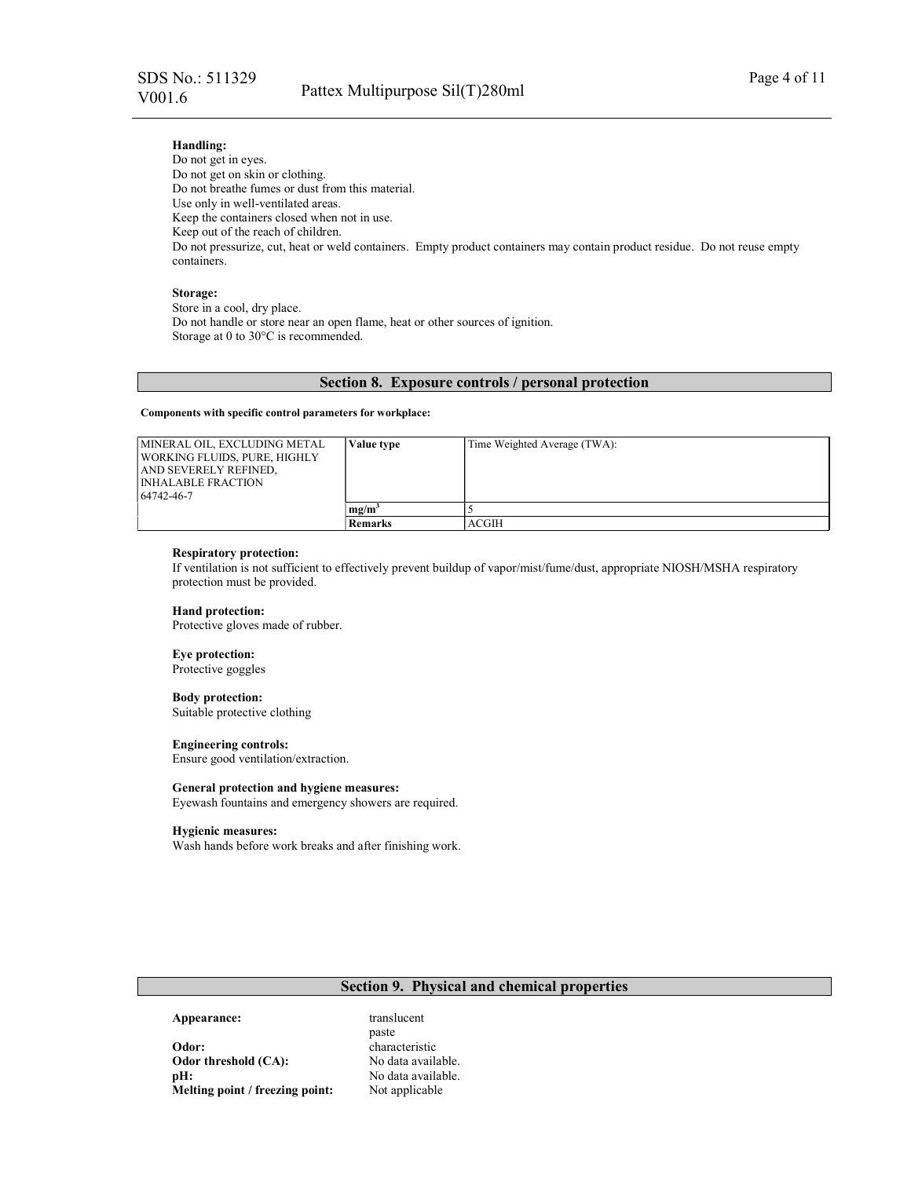**Handling:**
Do not get in eyes.
Do not get on skin or clothing.
Do not breathe fumes or dust from this material.
Use only in well-ventilated areas.
Keep the containers closed when not in use.
Keep out of the reach of children.
Do not pressurize, cut, heat or weld containers. Empty product containers may contain product residue. Do not reuse empty containers.

**Storage:**
Store in a cool, dry place.
Do not handle or store near an open flame, heat or other sources of ignition.
Storage at 0 to 30°C is recommended.

## Section 8. Exposure controls / personal protection

**Components with specific control parameters for workplace:**

| MINERAL OIL, EXCLUDING METAL WORKING FLUIDS, PURE, HIGHLY AND SEVERELY REFINED, INHALABLE FRACTION 64742-46-7 | **Value type** | Time Weighted Average (TWA): |
|---|---|---|
| | **$mg/m^3$** | 5 |
| | **Remarks** | ACGIH |

**Respiratory protection:**
If ventilation is not sufficient to effectively prevent buildup of vapor/mist/fume/dust, appropriate NIOSH/MSHA respiratory protection must be provided.

**Hand protection:**
Protective gloves made of rubber.

**Eye protection:**
Protective goggles

**Body protection:**
Suitable protective clothing

**Engineering controls:**
Ensure good ventilation/extraction.

**General protection and hygiene measures:**
Eyewash fountains and emergency showers are required.

**Hygienic measures:**
Wash hands before work breaks and after finishing work.

## Section 9. Physical and chemical properties

| | |
|---|---|
| **Appearance:** | translucent paste |
| **Odor:** | characteristic |
| **Odor threshold (CA):** | No data available. |
| **pH:** | No data available. |
| **Melting point / freezing point:** | Not applicable |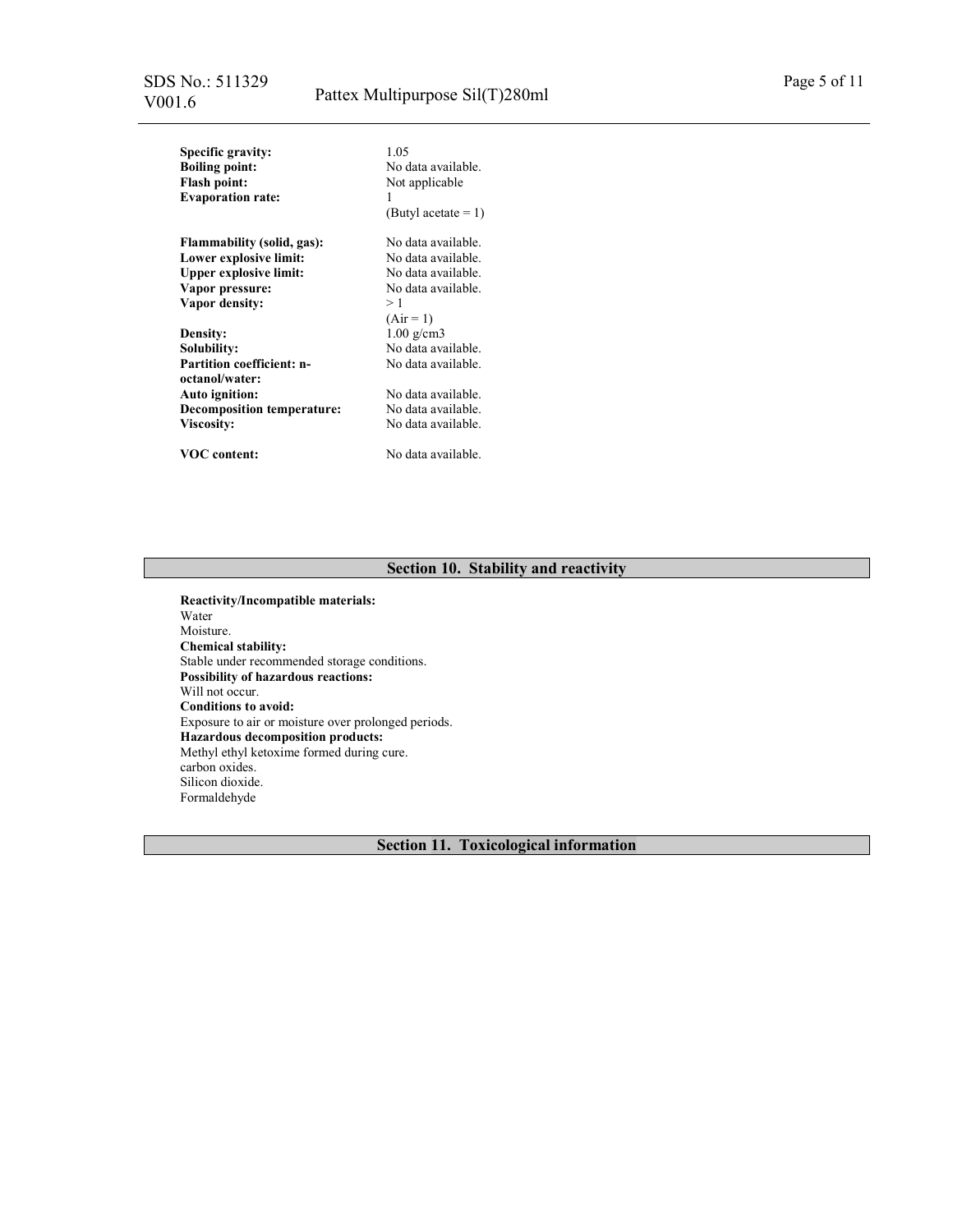| | |
|---|---|
| **Specific gravity:** | 1.05 |
| **Boiling point:** | No data available. |
| **Flash point:** | Not applicable |
| **Evaporation rate:** | 1<br>(Butyl acetate = 1) |
| **Flammability (solid, gas):** | No data available. |
| **Lower explosive limit:** | No data available. |
| **Upper explosive limit:** | No data available. |
| **Vapor pressure:** | No data available. |
| **Vapor density:** | > 1<br>(Air = 1) |
| **Density:** | 1.00 g/cm3 |
| **Solubility:** | No data available. |
| **Partition coefficient: n-octanol/water:** | No data available. |
| **Auto ignition:** | No data available. |
| **Decomposition temperature:** | No data available. |
| **Viscosity:** | No data available. |
| **VOC content:** | No data available. |

## Section 10. Stability and reactivity

**Reactivity/Incompatible materials:**
Water
Moisture.

**Chemical stability:**
Stable under recommended storage conditions.

**Possibility of hazardous reactions:**
Will not occur.

**Conditions to avoid:**
Exposure to air or moisture over prolonged periods.

**Hazardous decomposition products:**
Methyl ethyl ketoxime formed during cure.
carbon oxides.
Silicon dioxide.
Formaldehyde

## Section 11. Toxicological information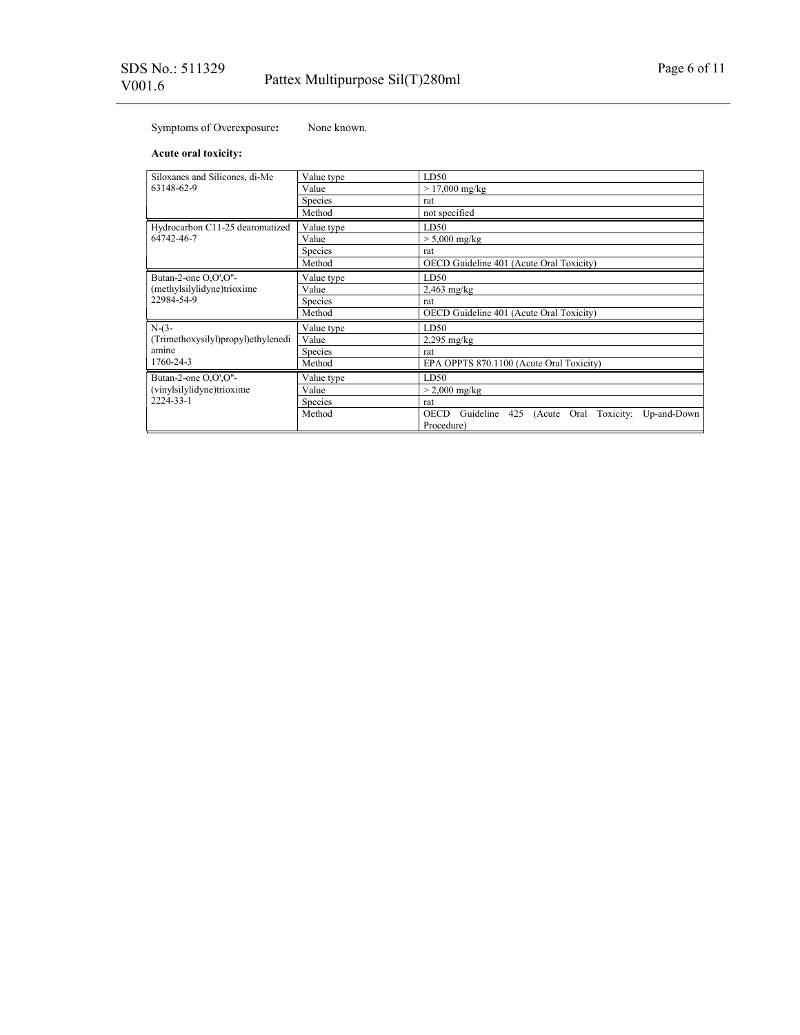Symptoms of Overexposure**:** None known.

**Acute oral toxicity:**

| Substance | Parameter | Data |
|---|---|---|
| Siloxanes and Silicones, di-Me 63148-62-9 | Value type | LD50 |
| | Value | > 17,000 mg/kg |
| | Species | rat |
| | Method | not specified |
| Hydrocarbon C11-25 dearomatized 64742-46-7 | Value type | LD50 |
| | Value | > 5,000 mg/kg |
| | Species | rat |
| | Method | OECD Guideline 401 (Acute Oral Toxicity) |
| Butan-2-one O,O',O''-(methylsilylidyne)trioxime 22984-54-9 | Value type | LD50 |
| | Value | 2,463 mg/kg |
| | Species | rat |
| | Method | OECD Guideline 401 (Acute Oral Toxicity) |
| N-(3-(Trimethoxysilyl)propyl)ethylenediamine 1760-24-3 | Value type | LD50 |
| | Value | 2,295 mg/kg |
| | Species | rat |
| | Method | EPA OPPTS 870.1100 (Acute Oral Toxicity) |
| Butan-2-one O,O',O''-(vinylsilylidyne)trioxime 2224-33-1 | Value type | LD50 |
| | Value | > 2,000 mg/kg |
| | Species | rat |
| | Method | OECD Guideline 425 (Acute Oral Toxicity: Up-and-Down Procedure) |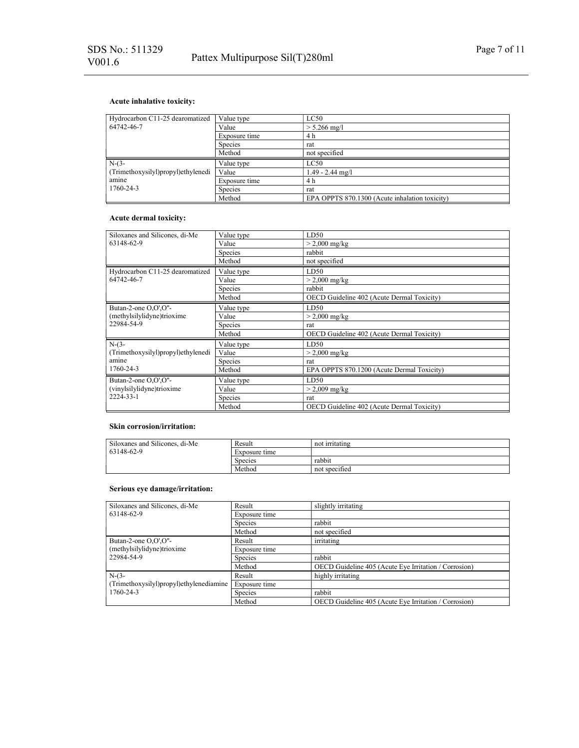**Acute inhalative toxicity:**

| | | |
|---|---|---|
| Hydrocarbon C11-25 dearomatized 64742-46-7 | Value type | LC50 |
| | Value | > 5.266 mg/l |
| | Exposure time | 4 h |
| | Species | rat |
| | Method | not specified |
| N-(3-(Trimethoxysilyl)propyl)ethylenediamine 1760-24-3 | Value type | LC50 |
| | Value | 1.49 - 2.44 mg/l |
| | Exposure time | 4 h |
| | Species | rat |
| | Method | EPA OPPTS 870.1300 (Acute inhalation toxicity) |

**Acute dermal toxicity:**

| | | |
|---|---|---|
| Siloxanes and Silicones, di-Me 63148-62-9 | Value type | LD50 |
| | Value | > 2,000 mg/kg |
| | Species | rabbit |
| | Method | not specified |
| Hydrocarbon C11-25 dearomatized 64742-46-7 | Value type | LD50 |
| | Value | > 2,000 mg/kg |
| | Species | rabbit |
| | Method | OECD Guideline 402 (Acute Dermal Toxicity) |
| Butan-2-one O,O',O''-(methylsilylidyne)trioxime 22984-54-9 | Value type | LD50 |
| | Value | > 2,000 mg/kg |
| | Species | rat |
| | Method | OECD Guideline 402 (Acute Dermal Toxicity) |
| N-(3-(Trimethoxysilyl)propyl)ethylenediamine 1760-24-3 | Value type | LD50 |
| | Value | > 2,000 mg/kg |
| | Species | rat |
| | Method | EPA OPPTS 870.1200 (Acute Dermal Toxicity) |
| Butan-2-one O,O',O''-(vinylsilylidyne)trioxime 2224-33-1 | Value type | LD50 |
| | Value | > 2,009 mg/kg |
| | Species | rat |
| | Method | OECD Guideline 402 (Acute Dermal Toxicity) |

**Skin corrosion/irritation:**

| | | |
|---|---|---|
| Siloxanes and Silicones, di-Me 63148-62-9 | Result | not irritating |
| | Exposure time | |
| | Species | rabbit |
| | Method | not specified |

**Serious eye damage/irritation:**

| | | |
|---|---|---|
| Siloxanes and Silicones, di-Me 63148-62-9 | Result | slightly irritating |
| | Exposure time | |
| | Species | rabbit |
| | Method | not specified |
| Butan-2-one O,O',O''-(methylsilylidyne)trioxime 22984-54-9 | Result | irritating |
| | Exposure time | |
| | Species | rabbit |
| | Method | OECD Guideline 405 (Acute Eye Irritation / Corrosion) |
| N-(3-(Trimethoxysilyl)propyl)ethylenediamine 1760-24-3 | Result | highly irritating |
| | Exposure time | |
| | Species | rabbit |
| | Method | OECD Guideline 405 (Acute Eye Irritation / Corrosion) |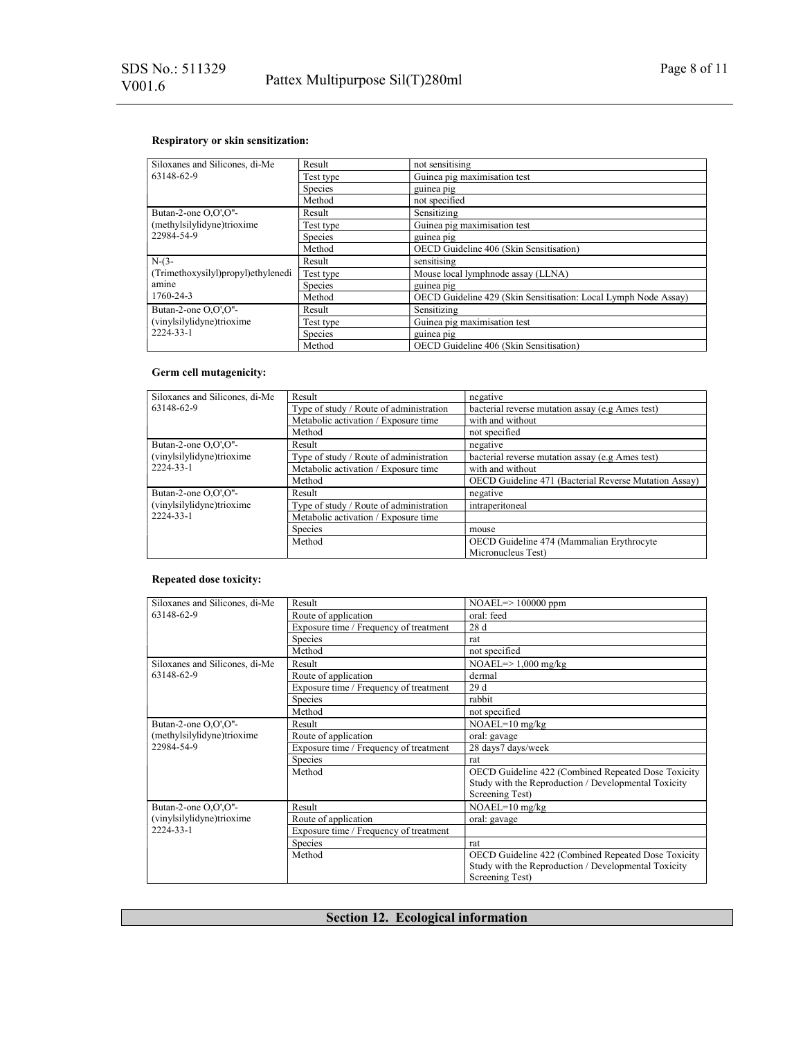**Respiratory or skin sensitization:**

| | | |
|---|---|---|
| Siloxanes and Silicones, di-Me 63148-62-9 | Result | not sensitising |
| | Test type | Guinea pig maximisation test |
| | Species | guinea pig |
| | Method | not specified |
| Butan-2-one O,O',O''-(methylsilylidyne)trioxime 22984-54-9 | Result | Sensitizing |
| | Test type | Guinea pig maximisation test |
| | Species | guinea pig |
| | Method | OECD Guideline 406 (Skin Sensitisation) |
| N-(3-(Trimethoxysilyl)propyl)ethylenediamine 1760-24-3 | Result | sensitising |
| | Test type | Mouse local lymphnode assay (LLNA) |
| | Species | guinea pig |
| | Method | OECD Guideline 429 (Skin Sensitisation: Local Lymph Node Assay) |
| Butan-2-one O,O',O''-(vinylsilylidyne)trioxime 2224-33-1 | Result | Sensitizing |
| | Test type | Guinea pig maximisation test |
| | Species | guinea pig |
| | Method | OECD Guideline 406 (Skin Sensitisation) |

**Germ cell mutagenicity:**

| | | |
|---|---|---|
| Siloxanes and Silicones, di-Me 63148-62-9 | Result | negative |
| | Type of study / Route of administration | bacterial reverse mutation assay (e.g Ames test) |
| | Metabolic activation / Exposure time | with and without |
| | Method | not specified |
| Butan-2-one O,O',O''-(vinylsilylidyne)trioxime 2224-33-1 | Result | negative |
| | Type of study / Route of administration | bacterial reverse mutation assay (e.g Ames test) |
| | Metabolic activation / Exposure time | with and without |
| | Method | OECD Guideline 471 (Bacterial Reverse Mutation Assay) |
| Butan-2-one O,O',O''-(vinylsilylidyne)trioxime 2224-33-1 | Result | negative |
| | Type of study / Route of administration | intraperitoneal |
| | Metabolic activation / Exposure time | |
| | Species | mouse |
| | Method | OECD Guideline 474 (Mammalian Erythrocyte Micronucleus Test) |

**Repeated dose toxicity:**

| | | |
|---|---|---|
| Siloxanes and Silicones, di-Me 63148-62-9 | Result | NOAEL=> 100000 ppm |
| | Route of application | oral: feed |
| | Exposure time / Frequency of treatment | 28 d |
| | Species | rat |
| | Method | not specified |
| Siloxanes and Silicones, di-Me 63148-62-9 | Result | NOAEL=> 1,000 mg/kg |
| | Route of application | dermal |
| | Exposure time / Frequency of treatment | 29 d |
| | Species | rabbit |
| | Method | not specified |
| Butan-2-one O,O',O''-(methylsilylidyne)trioxime 22984-54-9 | Result | NOAEL=10 mg/kg |
| | Route of application | oral: gavage |
| | Exposure time / Frequency of treatment | 28 days7 days/week |
| | Species | rat |
| | Method | OECD Guideline 422 (Combined Repeated Dose Toxicity Study with the Reproduction / Developmental Toxicity Screening Test) |
| Butan-2-one O,O',O''-(vinylsilylidyne)trioxime 2224-33-1 | Result | NOAEL=10 mg/kg |
| | Route of application | oral: gavage |
| | Exposure time / Frequency of treatment | |
| | Species | rat |
| | Method | OECD Guideline 422 (Combined Repeated Dose Toxicity Study with the Reproduction / Developmental Toxicity Screening Test) |

## Section 12. Ecological information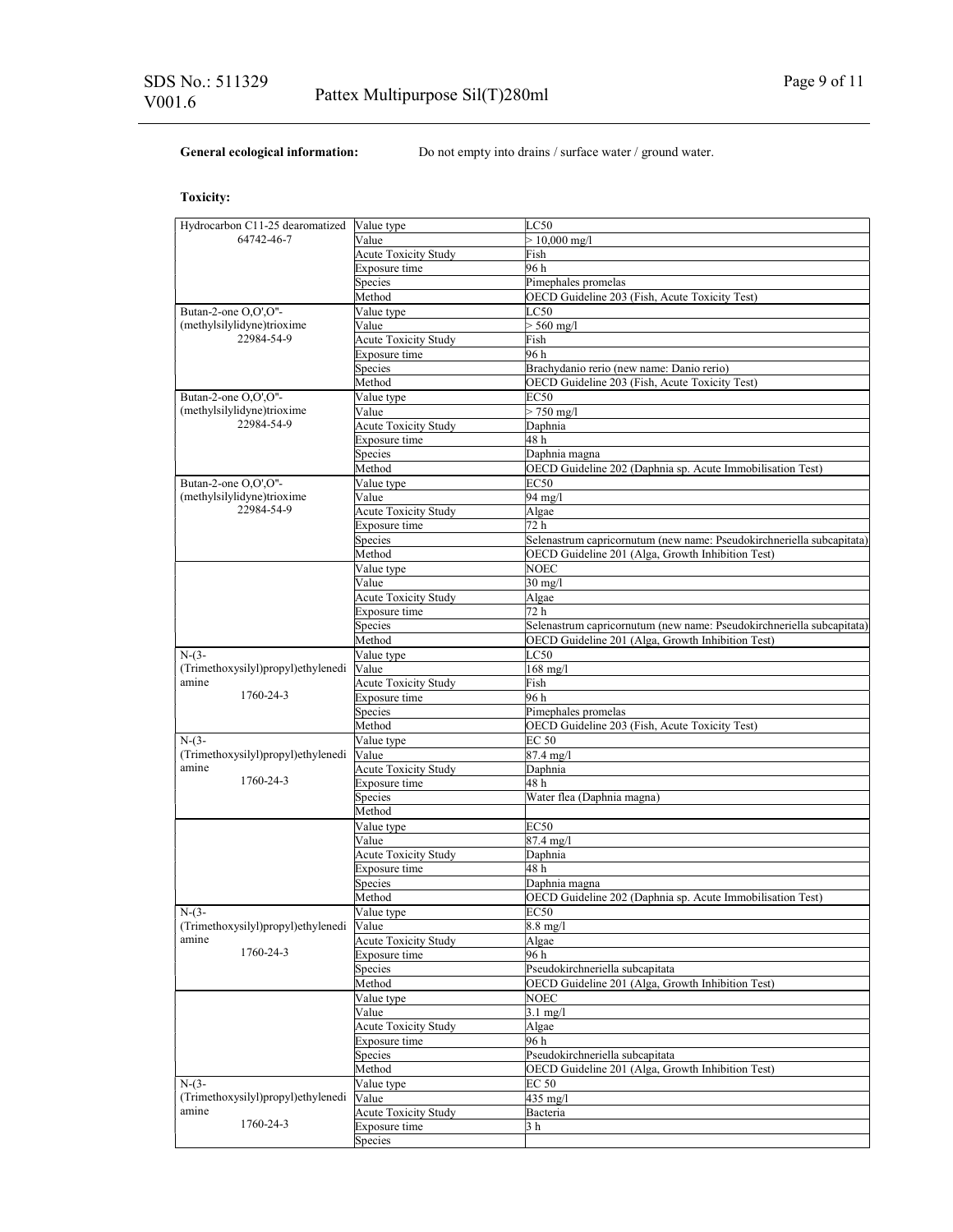**General ecological information:** Do not empty into drains / surface water / ground water.

**Toxicity:**

| Substance | Parameter | Data |
|---|---|---|
| Hydrocarbon C11-25 dearomatized 64742-46-7 | Value type | LC50 |
| | Value | > 10,000 mg/l |
| | Acute Toxicity Study | Fish |
| | Exposure time | 96 h |
| | Species | Pimephales promelas |
| | Method | OECD Guideline 203 (Fish, Acute Toxicity Test) |
| Butan-2-one O,O',O''-(methylsilylidyne)trioxime 22984-54-9 | Value type | LC50 |
| | Value | > 560 mg/l |
| | Acute Toxicity Study | Fish |
| | Exposure time | 96 h |
| | Species | Brachydanio rerio (new name: Danio rerio) |
| | Method | OECD Guideline 203 (Fish, Acute Toxicity Test) |
| Butan-2-one O,O',O''-(methylsilylidyne)trioxime 22984-54-9 | Value type | EC50 |
| | Value | > 750 mg/l |
| | Acute Toxicity Study | Daphnia |
| | Exposure time | 48 h |
| | Species | Daphnia magna |
| | Method | OECD Guideline 202 (Daphnia sp. Acute Immobilisation Test) |
| Butan-2-one O,O',O''-(methylsilylidyne)trioxime 22984-54-9 | Value type | EC50 |
| | Value | 94 mg/l |
| | Acute Toxicity Study | Algae |
| | Exposure time | 72 h |
| | Species | Selenastrum capricornutum (new name: Pseudokirchneriella subcapitata) |
| | Method | OECD Guideline 201 (Alga, Growth Inhibition Test) |
| | Value type | NOEC |
| | Value | 30 mg/l |
| | Acute Toxicity Study | Algae |
| | Exposure time | 72 h |
| | Species | Selenastrum capricornutum (new name: Pseudokirchneriella subcapitata) |
| | Method | OECD Guideline 201 (Alga, Growth Inhibition Test) |
| N-(3-(Trimethoxysilyl)propyl)ethylenediamine 1760-24-3 | Value type | LC50 |
| | Value | 168 mg/l |
| | Acute Toxicity Study | Fish |
| | Exposure time | 96 h |
| | Species | Pimephales promelas |
| | Method | OECD Guideline 203 (Fish, Acute Toxicity Test) |
| N-(3-(Trimethoxysilyl)propyl)ethylenediamine 1760-24-3 | Value type | EC 50 |
| | Value | 87.4 mg/l |
| | Acute Toxicity Study | Daphnia |
| | Exposure time | 48 h |
| | Species | Water flea (Daphnia magna) |
| | Method | |
| | Value type | EC50 |
| | Value | 87.4 mg/l |
| | Acute Toxicity Study | Daphnia |
| | Exposure time | 48 h |
| | Species | Daphnia magna |
| | Method | OECD Guideline 202 (Daphnia sp. Acute Immobilisation Test) |
| N-(3-(Trimethoxysilyl)propyl)ethylenediamine 1760-24-3 | Value type | EC50 |
| | Value | 8.8 mg/l |
| | Acute Toxicity Study | Algae |
| | Exposure time | 96 h |
| | Species | Pseudokirchneriella subcapitata |
| | Method | OECD Guideline 201 (Alga, Growth Inhibition Test) |
| | Value type | NOEC |
| | Value | 3.1 mg/l |
| | Acute Toxicity Study | Algae |
| | Exposure time | 96 h |
| | Species | Pseudokirchneriella subcapitata |
| | Method | OECD Guideline 201 (Alga, Growth Inhibition Test) |
| N-(3-(Trimethoxysilyl)propyl)ethylenediamine 1760-24-3 | Value type | EC 50 |
| | Value | 435 mg/l |
| | Acute Toxicity Study | Bacteria |
| | Exposure time | 3 h |
| | Species | |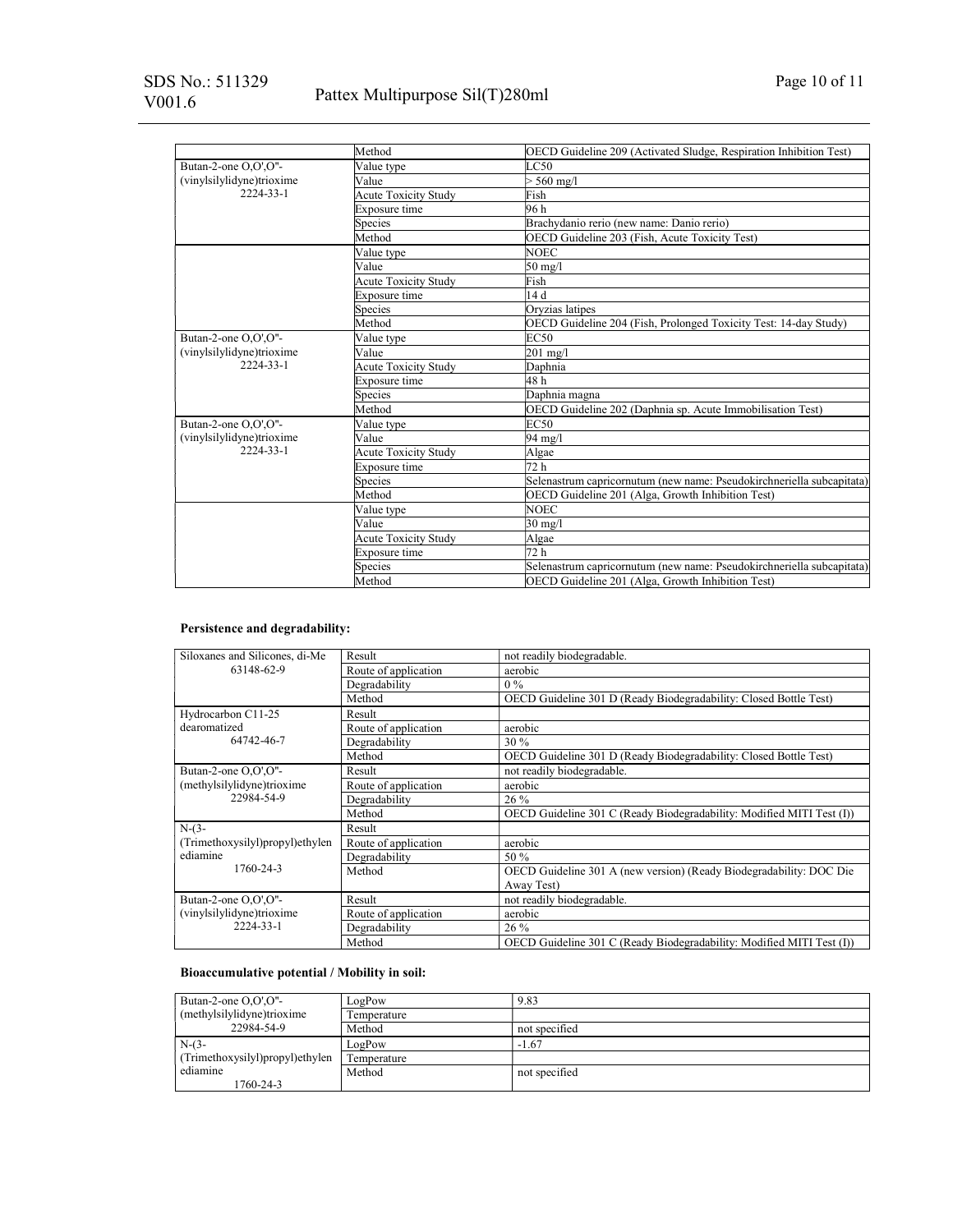| | | |
|---|---|---|
| | Method | OECD Guideline 209 (Activated Sludge, Respiration Inhibition Test) |
| Butan-2-one O,O',O''-(vinylsilylidyne)trioxime 2224-33-1 | Value type | LC50 |
| | Value | > 560 mg/l |
| | Acute Toxicity Study | Fish |
| | Exposure time | 96 h |
| | Species | Brachydanio rerio (new name: Danio rerio) |
| | Method | OECD Guideline 203 (Fish, Acute Toxicity Test) |
| | Value type | NOEC |
| | Value | 50 mg/l |
| | Acute Toxicity Study | Fish |
| | Exposure time | 14 d |
| | Species | Oryzias latipes |
| | Method | OECD Guideline 204 (Fish, Prolonged Toxicity Test: 14-day Study) |
| Butan-2-one O,O',O''-(vinylsilylidyne)trioxime 2224-33-1 | Value type | EC50 |
| | Value | 201 mg/l |
| | Acute Toxicity Study | Daphnia |
| | Exposure time | 48 h |
| | Species | Daphnia magna |
| | Method | OECD Guideline 202 (Daphnia sp. Acute Immobilisation Test) |
| Butan-2-one O,O',O''-(vinylsilylidyne)trioxime 2224-33-1 | Value type | EC50 |
| | Value | 94 mg/l |
| | Acute Toxicity Study | Algae |
| | Exposure time | 72 h |
| | Species | Selenastrum capricornutum (new name: Pseudokirchneriella subcapitata) |
| | Method | OECD Guideline 201 (Alga, Growth Inhibition Test) |
| | Value type | NOEC |
| | Value | 30 mg/l |
| | Acute Toxicity Study | Algae |
| | Exposure time | 72 h |
| | Species | Selenastrum capricornutum (new name: Pseudokirchneriella subcapitata) |
| | Method | OECD Guideline 201 (Alga, Growth Inhibition Test) |

**Persistence and degradability:**

| | | |
|---|---|---|
| Siloxanes and Silicones, di-Me 63148-62-9 | Result | not readily biodegradable. |
| | Route of application | aerobic |
| | Degradability | 0 % |
| | Method | OECD Guideline 301 D (Ready Biodegradability: Closed Bottle Test) |
| Hydrocarbon C11-25 dearomatized 64742-46-7 | Result | |
| | Route of application | aerobic |
| | Degradability | 30 % |
| | Method | OECD Guideline 301 D (Ready Biodegradability: Closed Bottle Test) |
| Butan-2-one O,O',O''-(methylsilylidyne)trioxime 22984-54-9 | Result | not readily biodegradable. |
| | Route of application | aerobic |
| | Degradability | 26 % |
| | Method | OECD Guideline 301 C (Ready Biodegradability: Modified MITI Test (I)) |
| N-(3-(Trimethoxysilyl)propyl)ethylenediamine 1760-24-3 | Result | |
| | Route of application | aerobic |
| | Degradability | 50 % |
| | Method | OECD Guideline 301 A (new version) (Ready Biodegradability: DOC Die Away Test) |
| Butan-2-one O,O',O''-(vinylsilylidyne)trioxime 2224-33-1 | Result | not readily biodegradable. |
| | Route of application | aerobic |
| | Degradability | 26 % |
| | Method | OECD Guideline 301 C (Ready Biodegradability: Modified MITI Test (I)) |

**Bioaccumulative potential / Mobility in soil:**

| | | |
|---|---|---|
| Butan-2-one O,O',O''-(methylsilylidyne)trioxime 22984-54-9 | LogPow | 9.83 |
| | Temperature | |
| | Method | not specified |
| N-(3-(Trimethoxysilyl)propyl)ethylenediamine 1760-24-3 | LogPow | -1.67 |
| | Temperature | |
| | Method | not specified |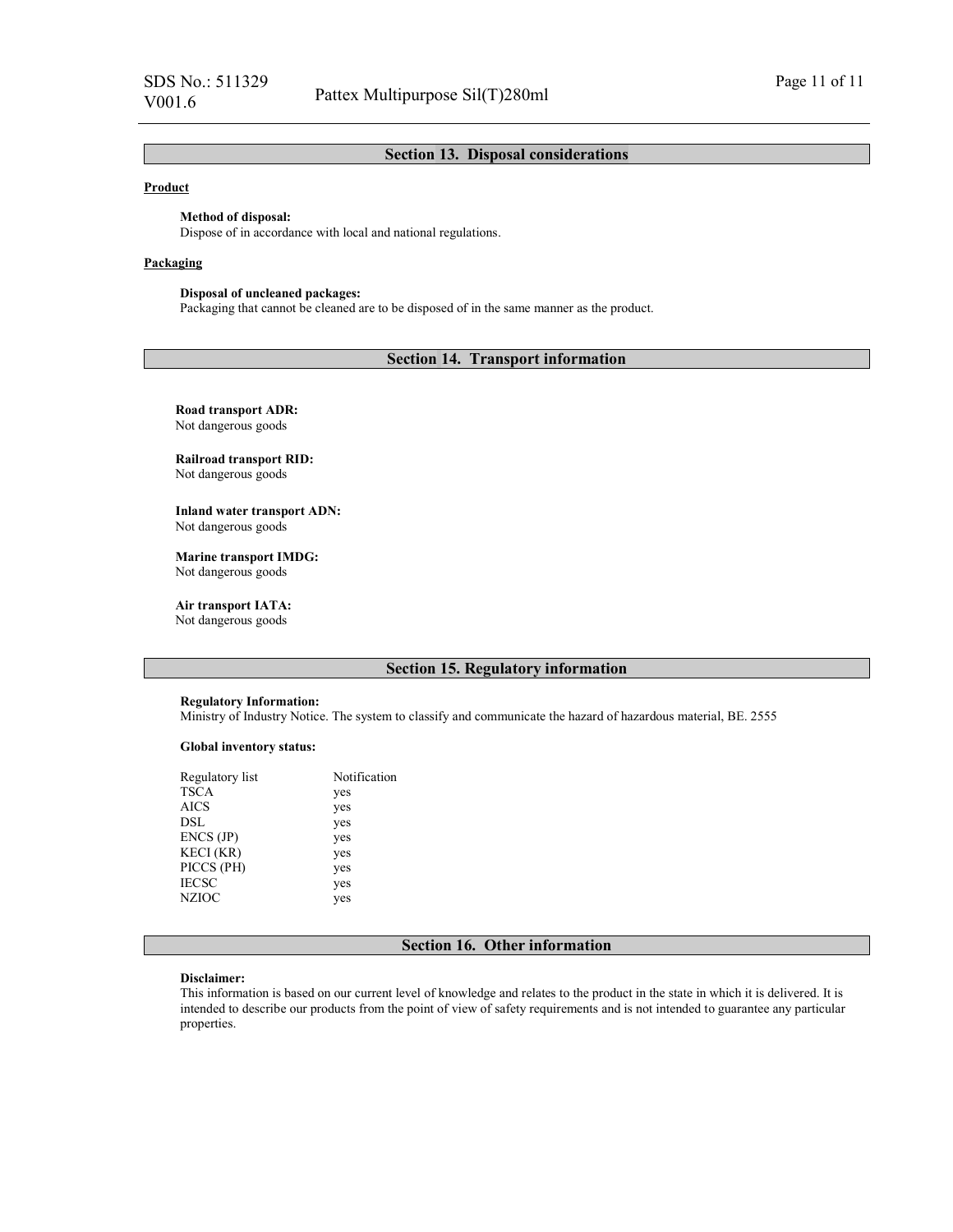## Section 13. Disposal considerations

**Product**

**Method of disposal:**
Dispose of in accordance with local and national regulations.

**Packaging**

**Disposal of uncleaned packages:**
Packaging that cannot be cleaned are to be disposed of in the same manner as the product.

## Section 14. Transport information

**Road transport ADR:**
Not dangerous goods

**Railroad transport RID:**
Not dangerous goods

**Inland water transport ADN:**
Not dangerous goods

**Marine transport IMDG:**
Not dangerous goods

**Air transport IATA:**
Not dangerous goods

## Section 15. Regulatory information

**Regulatory Information:**
Ministry of Industry Notice. The system to classify and communicate the hazard of hazardous material, BE. 2555

**Global inventory status:**

| Regulatory list | Notification |
|---|---|
| TSCA | yes |
| AICS | yes |
| DSL | yes |
| ENCS (JP) | yes |
| KECI (KR) | yes |
| PICCS (PH) | yes |
| IECSC | yes |
| NZIOC | yes |

## Section 16. Other information

**Disclaimer:**
This information is based on our current level of knowledge and relates to the product in the state in which it is delivered. It is intended to describe our products from the point of view of safety requirements and is not intended to guarantee any particular properties.